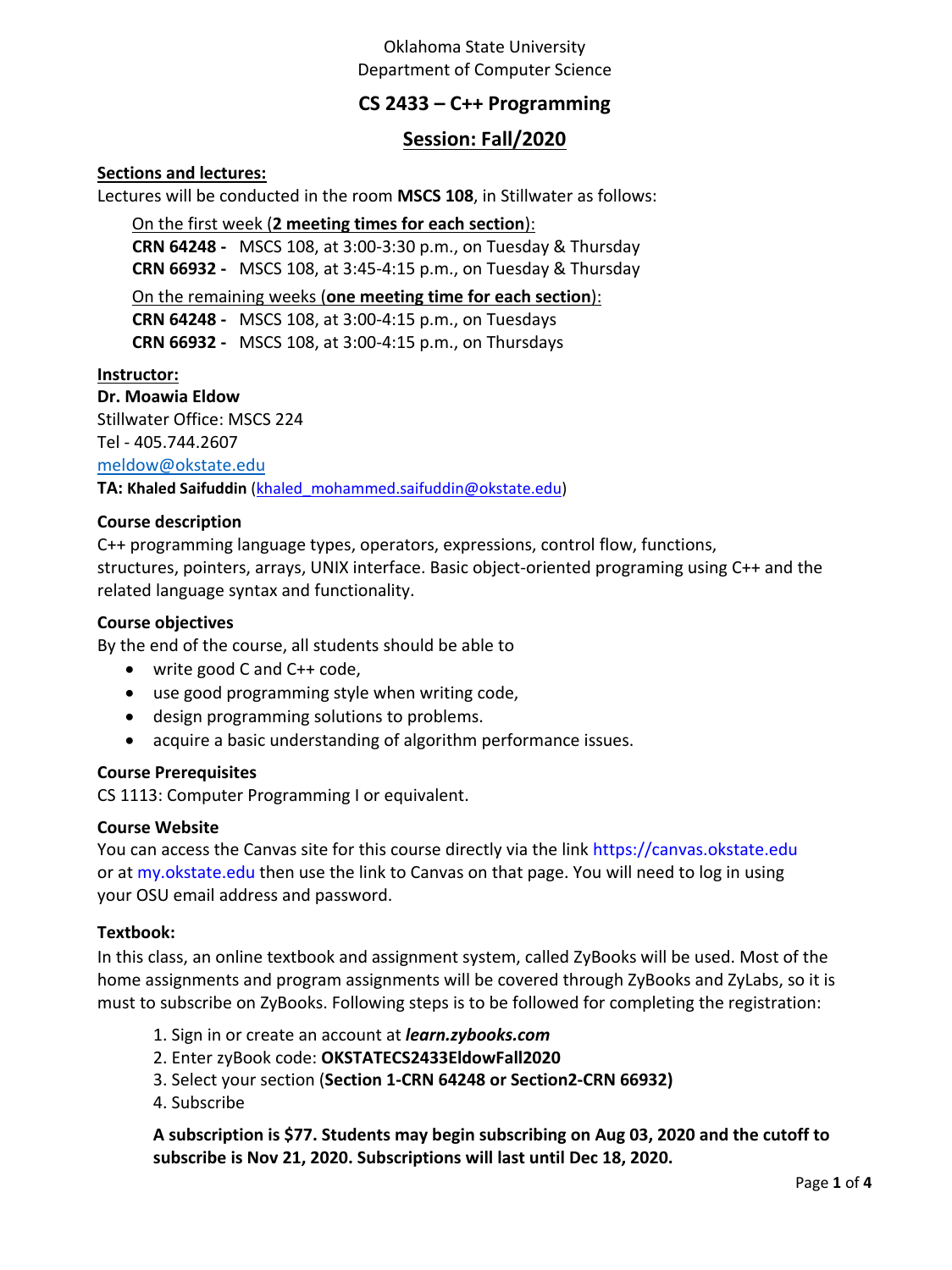Oklahoma State University
Department of Computer Science

# CS 2433 – C++ Programming

## Session: Fall/2020

**Sections and lectures:**

Lectures will be conducted in the room **MSCS 108**, in Stillwater as follows:

On the first week (**2 meeting times for each section**):
**CRN 64248 -** MSCS 108, at 3:00-3:30 p.m., on Tuesday & Thursday
**CRN 66932 -** MSCS 108, at 3:45-4:15 p.m., on Tuesday & Thursday

On the remaining weeks (**one meeting time for each section**):
**CRN 64248 -** MSCS 108, at 3:00-4:15 p.m., on Tuesdays
**CRN 66932 -** MSCS 108, at 3:00-4:15 p.m., on Thursdays

**Instructor:**

**Dr. Moawia Eldow**
Stillwater Office: MSCS 224
Tel - 405.744.2607
meldow@okstate.edu
**TA: Khaled Saifuddin** (khaled_mohammed.saifuddin@okstate.edu)

### Course description

C++ programming language types, operators, expressions, control flow, functions, structures, pointers, arrays, UNIX interface. Basic object-oriented programing using C++ and the related language syntax and functionality.

### Course objectives

By the end of the course, all students should be able to

- write good C and C++ code,
- use good programming style when writing code,
- design programming solutions to problems.
- acquire a basic understanding of algorithm performance issues.

### Course Prerequisites

CS 1113: Computer Programming I or equivalent.

### Course Website

You can access the Canvas site for this course directly via the link https://canvas.okstate.edu or at my.okstate.edu then use the link to Canvas on that page. You will need to log in using your OSU email address and password.

### Textbook:

In this class, an online textbook and assignment system, called ZyBooks will be used. Most of the home assignments and program assignments will be covered through ZyBooks and ZyLabs, so it is must to subscribe on ZyBooks. Following steps is to be followed for completing the registration:

1. Sign in or create an account at ***learn.zybooks.com***
2. Enter zyBook code: **OKSTATECS2433EldowFall2020**
3. Select your section (**Section 1-CRN 64248 or Section2-CRN 66932)**
4. Subscribe

**A subscription is $77. Students may begin subscribing on Aug 03, 2020 and the cutoff to subscribe is Nov 21, 2020. Subscriptions will last until Dec 18, 2020.**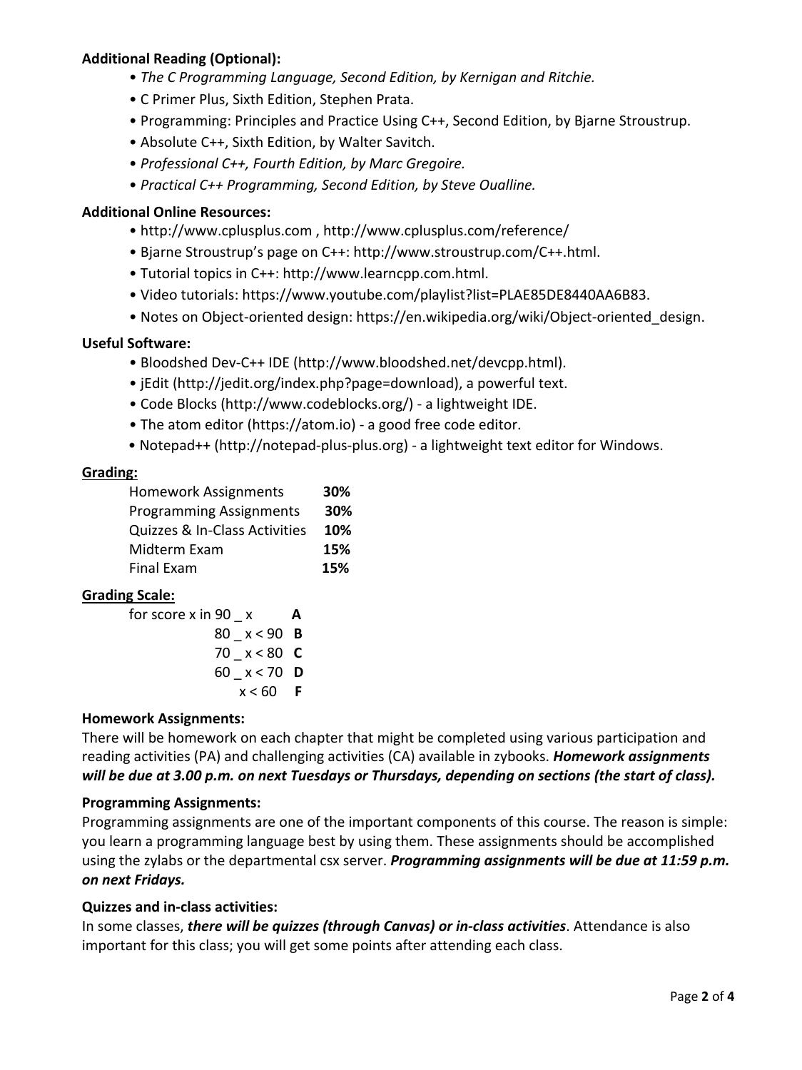**Additional Reading (Optional):**

- *The C Programming Language, Second Edition, by Kernigan and Ritchie.*
- C Primer Plus, Sixth Edition, Stephen Prata.
- Programming: Principles and Practice Using C++, Second Edition, by Bjarne Stroustrup.
- Absolute C++, Sixth Edition, by Walter Savitch.
- *Professional C++, Fourth Edition, by Marc Gregoire.*
- *Practical C++ Programming, Second Edition, by Steve Oualline.*

**Additional Online Resources:**

- http://www.cplusplus.com , http://www.cplusplus.com/reference/
- Bjarne Stroustrup's page on C++: http://www.stroustrup.com/C++.html.
- Tutorial topics in C++: http://www.learncpp.com.html.
- Video tutorials: https://www.youtube.com/playlist?list=PLAE85DE8440AA6B83.
- Notes on Object-oriented design: https://en.wikipedia.org/wiki/Object-oriented_design.

**Useful Software:**

- Bloodshed Dev-C++ IDE (http://www.bloodshed.net/devcpp.html).
- jEdit (http://jedit.org/index.php?page=download), a powerful text.
- Code Blocks (http://www.codeblocks.org/) - a lightweight IDE.
- The atom editor (https://atom.io) - a good free code editor.
- Notepad++ (http://notepad-plus-plus.org) - a lightweight text editor for Windows.

**Grading:**

| | |
|---|---|
| Homework Assignments | **30%** |
| Programming Assignments | **30%** |
| Quizzes & In-Class Activities | **10%** |
| Midterm Exam | **15%** |
| Final Exam | **15%** |

**Grading Scale:**

| | |
|---|---|
| for score x in 90 _ x | **A** |
| 80 _ x < 90 | **B** |
| 70 _ x < 80 | **C** |
| 60 _ x < 70 | **D** |
| x < 60 | **F** |

**Homework Assignments:**

There will be homework on each chapter that might be completed using various participation and reading activities (PA) and challenging activities (CA) available in zybooks. ***Homework assignments will be due at 3.00 p.m. on next Tuesdays or Thursdays, depending on sections (the start of class).***

**Programming Assignments:**

Programming assignments are one of the important components of this course. The reason is simple: you learn a programming language best by using them. These assignments should be accomplished using the zylabs or the departmental csx server. ***Programming assignments will be due at 11:59 p.m. on next Fridays.***

**Quizzes and in-class activities:**

In some classes, ***there will be quizzes (through Canvas) or in-class activities***. Attendance is also important for this class; you will get some points after attending each class.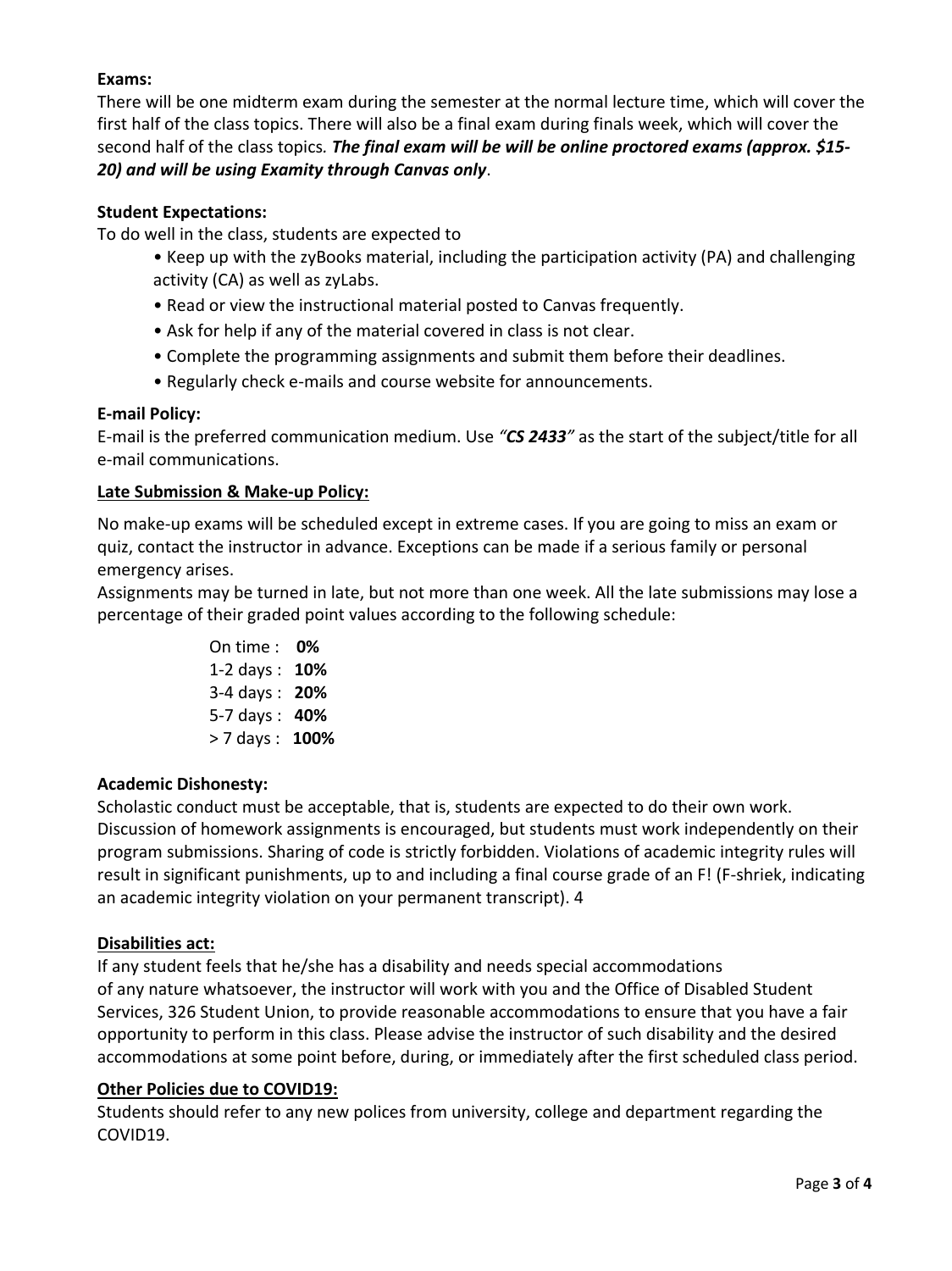**Exams:**

There will be one midterm exam during the semester at the normal lecture time, which will cover the first half of the class topics. There will also be a final exam during finals week, which will cover the second half of the class topics*. **The final exam will be will be online proctored exams (approx. $15-20) and will be using Examity through Canvas only***.

**Student Expectations:**

To do well in the class, students are expected to

- Keep up with the zyBooks material, including the participation activity (PA) and challenging activity (CA) as well as zyLabs.
- Read or view the instructional material posted to Canvas frequently.
- Ask for help if any of the material covered in class is not clear.
- Complete the programming assignments and submit them before their deadlines.
- Regularly check e-mails and course website for announcements.

**E-mail Policy:**

E-mail is the preferred communication medium. Use *"**CS 2433**"* as the start of the subject/title for all e-mail communications.

**Late Submission & Make-up Policy:**

No make-up exams will be scheduled except in extreme cases. If you are going to miss an exam or quiz, contact the instructor in advance. Exceptions can be made if a serious family or personal emergency arises.

Assignments may be turned in late, but not more than one week. All the late submissions may lose a percentage of their graded point values according to the following schedule:

| | |
|---|---|
| On time : | **0%** |
| 1-2 days : | **10%** |
| 3-4 days : | **20%** |
| 5-7 days : | **40%** |
| > 7 days : | **100%** |

**Academic Dishonesty:**

Scholastic conduct must be acceptable, that is, students are expected to do their own work. Discussion of homework assignments is encouraged, but students must work independently on their program submissions. Sharing of code is strictly forbidden. Violations of academic integrity rules will result in significant punishments, up to and including a final course grade of an F! (F-shriek, indicating an academic integrity violation on your permanent transcript). 4

**Disabilities act:**

If any student feels that he/she has a disability and needs special accommodations of any nature whatsoever, the instructor will work with you and the Office of Disabled Student Services, 326 Student Union, to provide reasonable accommodations to ensure that you have a fair opportunity to perform in this class. Please advise the instructor of such disability and the desired accommodations at some point before, during, or immediately after the first scheduled class period.

**Other Policies due to COVID19:**

Students should refer to any new polices from university, college and department regarding the COVID19.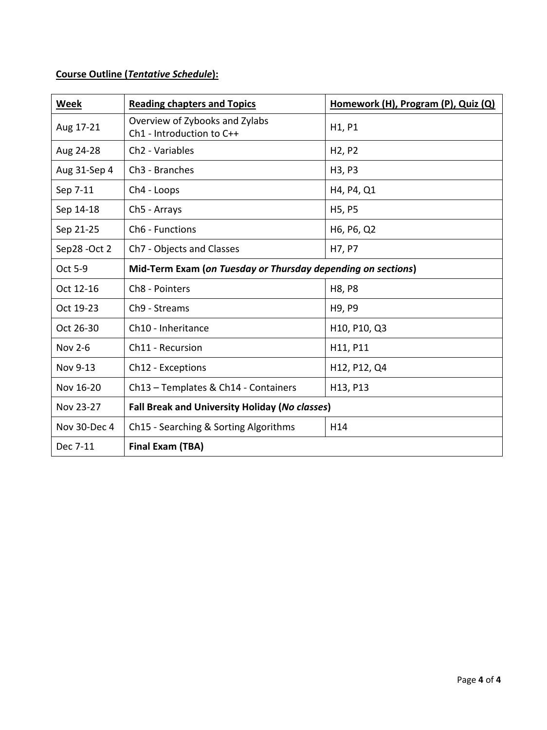**Course Outline (*Tentative Schedule*):**

| Week | Reading chapters and Topics | Homework (H), Program (P), Quiz (Q) |
|---|---|---|
| Aug 17-21 | Overview of Zybooks and Zylabs<br>Ch1 - Introduction to C++ | H1, P1 |
| Aug 24-28 | Ch2 - Variables | H2, P2 |
| Aug 31-Sep 4 | Ch3 - Branches | H3, P3 |
| Sep 7-11 | Ch4 - Loops | H4, P4, Q1 |
| Sep 14-18 | Ch5 - Arrays | H5, P5 |
| Sep 21-25 | Ch6 - Functions | H6, P6, Q2 |
| Sep28 -Oct 2 | Ch7 - Objects and Classes | H7, P7 |
| Oct 5-9 | **Mid-Term Exam (*on Tuesday or Thursday depending on sections*)** | |
| Oct 12-16 | Ch8 - Pointers | H8, P8 |
| Oct 19-23 | Ch9 - Streams | H9, P9 |
| Oct 26-30 | Ch10 - Inheritance | H10, P10, Q3 |
| Nov 2-6 | Ch11 - Recursion | H11, P11 |
| Nov 9-13 | Ch12 - Exceptions | H12, P12, Q4 |
| Nov 16-20 | Ch13 – Templates & Ch14 - Containers | H13, P13 |
| Nov 23-27 | **Fall Break and University Holiday (*No classes*)** | |
| Nov 30-Dec 4 | Ch15 - Searching & Sorting Algorithms | H14 |
| Dec 7-11 | **Final Exam (TBA)** | |